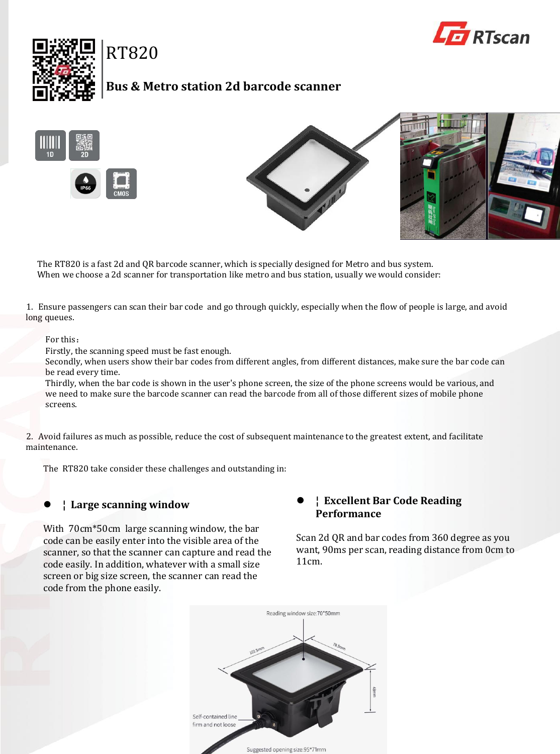# RT820

## Bus & Metro station 2d barcode scanner

The RT820 is a fast 2d and QR barcode scanner, which is specially designed for Metro and bus system.
When we choose a 2d scanner for transportation like metro and bus station, usually we would consider:

1. Ensure passengers can scan their bar code and go through quickly, especially when the flow of people is large, and avoid long queues.

   For this：
   Firstly, the scanning speed must be fast enough.
   Secondly, when users show their bar codes from different angles, from different distances, make sure the bar code can be read every time.
   Thirdly, when the bar code is shown in the user's phone screen, the size of the phone screens would be various, and we need to make sure the barcode scanner can read the barcode from all of those different sizes of mobile phone screens.

2. Avoid failures as much as possible, reduce the cost of subsequent maintenance to the greatest extent, and facilitate maintenance.

   The RT820 take consider these challenges and outstanding in:

- ### ¦ Large scanning window

  With 70cm*50cm large scanning window, the bar code can be easily enter into the visible area of the scanner, so that the scanner can capture and read the code easily. In addition, whatever with a small size screen or big size screen, the scanner can read the code from the phone easily.

- ### ¦ Excellent Bar Code Reading Performance

  Scan 2d QR and bar codes from 360 degree as you want, 90ms per scan, reading distance from 0cm to 11cm.

Reading window size:70*50mm

101.5mm

78.5mm

48mm

Self-contained line firm and not loose

Suggested opening size:95*71mm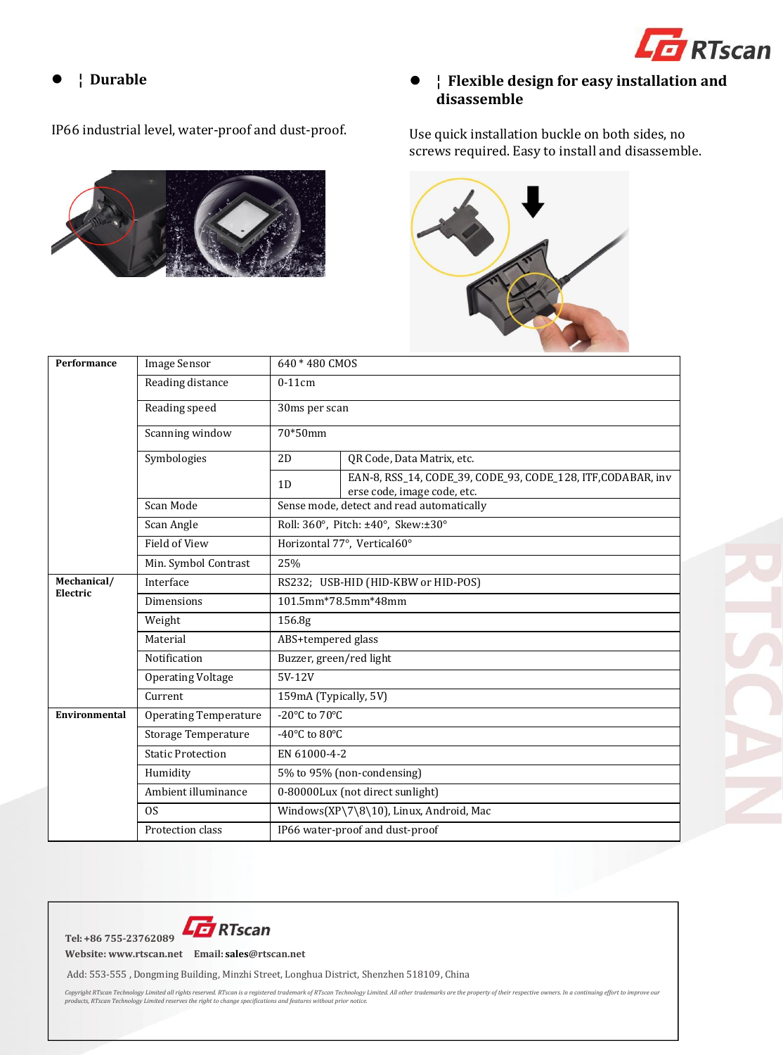- ¦ **Durable**

IP66 industrial level, water-proof and dust-proof.

- ¦ **Flexible design for easy installation and disassemble**

Use quick installation buckle on both sides, no screws required. Easy to install and disassemble.

| | | | |
|---|---|---|---|
| **Performance** | Image Sensor | 640 * 480 CMOS | |
| | Reading distance | 0-11cm | |
| | Reading speed | 30ms per scan | |
| | Scanning window | 70*50mm | |
| | Symbologies | 2D | QR Code, Data Matrix, etc. |
| | | 1D | EAN-8, RSS_14, CODE_39, CODE_93, CODE_128, ITF,CODABAR, inverse code, image code, etc. |
| | Scan Mode | Sense mode, detect and read automatically | |
| | Scan Angle | Roll: 360°, Pitch: ±40°, Skew:±30° | |
| | Field of View | Horizontal 77°, Vertical60° | |
| | Min. Symbol Contrast | 25% | |
| **Mechanical/ Electric** | Interface | RS232; USB-HID (HID-KBW or HID-POS) | |
| | Dimensions | 101.5mm*78.5mm*48mm | |
| | Weight | 156.8g | |
| | Material | ABS+tempered glass | |
| | Notification | Buzzer, green/red light | |
| | Operating Voltage | 5V-12V | |
| | Current | 159mA (Typically, 5V) | |
| **Environmental** | Operating Temperature | -20℃ to 70℃ | |
| | Storage Temperature | -40℃ to 80℃ | |
| | Static Protection | EN 61000-4-2 | |
| | Humidity | 5% to 95% (non-condensing) | |
| | Ambient illuminance | 0-80000Lux (not direct sunlight) | |
| | OS | Windows(XP\7\8\10), Linux, Android, Mac | |
| | Protection class | IP66 water-proof and dust-proof | |

**Tel: +86 755-23762089**

**Website: www.rtscan.net** **Email: sales@rtscan.net**

Add: 553-555 , Dongming Building, Minzhi Street, Longhua District, Shenzhen 518109, China

*Copyright RTscan Technology Limited all rights reserved. RTscan is a registered trademark of RTscan Technology Limited. All other trademarks are the property of their respective owners. In a continuing effort to improve our products, RTscan Technology Limited reserves the right to change specifications and features without prior notice.*